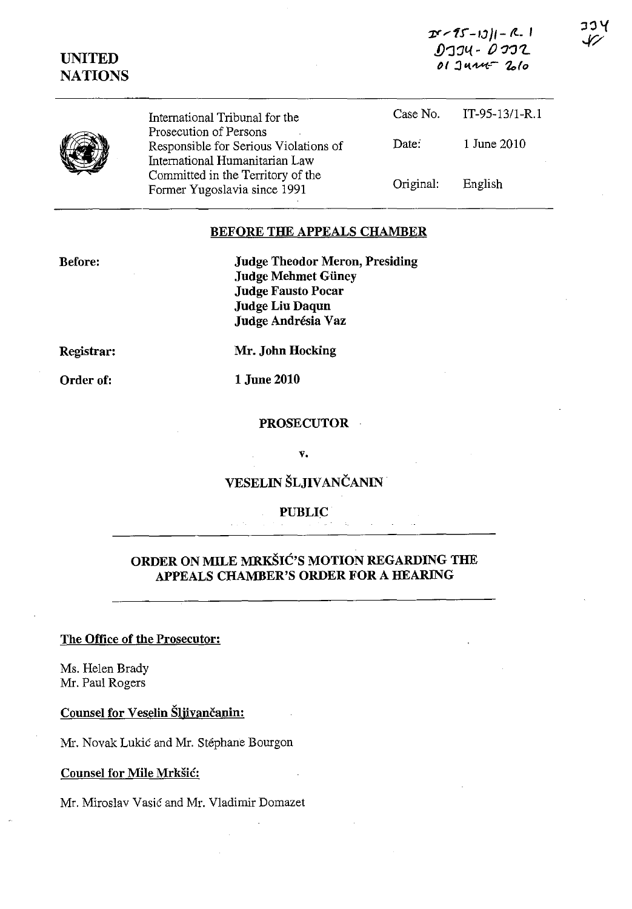IT-95-13/1-R.1
D334 - D332
01 June 2010

334
JV

**UNITED NATIONS**

| | | |
|---|---|---|
| International Tribunal for the Prosecution of Persons Responsible for Serious Violations of International Humanitarian Law Committed in the Territory of the Former Yugoslavia since 1991 | Case No. | IT-95-13/1-R.1 |
| | Date: | 1 June 2010 |
| | Original: | English |

## BEFORE THE APPEALS CHAMBER

**Before:**

**Judge Theodor Meron, Presiding**
**Judge Mehmet Güney**
**Judge Fausto Pocar**
**Judge Liu Daqun**
**Judge Andrésia Vaz**

**Registrar:** **Mr. John Hocking**

**Order of:** **1 June 2010**

**PROSECUTOR**

**v.**

**VESELIN ŠLJIVANČANIN**

**PUBLIC**

## ORDER ON MILE MRKŠIĆ'S MOTION REGARDING THE APPEALS CHAMBER'S ORDER FOR A HEARING

**The Office of the Prosecutor:**

Ms. Helen Brady
Mr. Paul Rogers

**Counsel for Veselin Šljivančanin:**

Mr. Novak Lukić and Mr. Stéphane Bourgon

**Counsel for Mile Mrkšić:**

Mr. Miroslav Vasić and Mr. Vladimir Domazet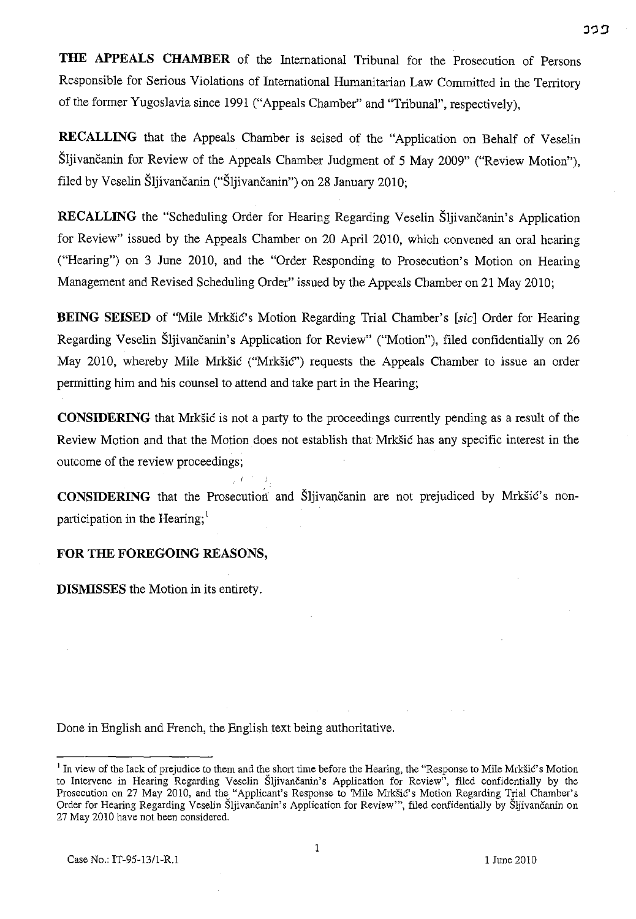**THE APPEALS CHAMBER** of the International Tribunal for the Prosecution of Persons Responsible for Serious Violations of International Humanitarian Law Committed in the Territory of the former Yugoslavia since 1991 ("Appeals Chamber" and "Tribunal", respectively),

**RECALLING** that the Appeals Chamber is seised of the "Application on Behalf of Veselin Šljivančanin for Review of the Appeals Chamber Judgment of 5 May 2009" ("Review Motion"), filed by Veselin Šljivančanin ("Šljivančanin") on 28 January 2010;

**RECALLING** the "Scheduling Order for Hearing Regarding Veselin Šljivančanin's Application for Review" issued by the Appeals Chamber on 20 April 2010, which convened an oral hearing ("Hearing") on 3 June 2010, and the "Order Responding to Prosecution's Motion on Hearing Management and Revised Scheduling Order" issued by the Appeals Chamber on 21 May 2010;

**BEING SEISED** of "Mile Mrkšić's Motion Regarding Trial Chamber's [*sic*] Order for Hearing Regarding Veselin Šljivančanin's Application for Review" ("Motion"), filed confidentially on 26 May 2010, whereby Mile Mrkšić ("Mrkšić") requests the Appeals Chamber to issue an order permitting him and his counsel to attend and take part in the Hearing;

**CONSIDERING** that Mrkšić is not a party to the proceedings currently pending as a result of the Review Motion and that the Motion does not establish that Mrkšić has any specific interest in the outcome of the review proceedings;

**CONSIDERING** that the Prosecution and Šljivančanin are not prejudiced by Mrkšić's non-participation in the Hearing;[1]

**FOR THE FOREGOING REASONS,**

**DISMISSES** the Motion in its entirety.

Done in English and French, the English text being authoritative.

[1] In view of the lack of prejudice to them and the short time before the Hearing, the "Response to Mile Mrkšić's Motion to Intervene in Hearing Regarding Veselin Šljivančanin's Application for Review", filed confidentially by the Prosecution on 27 May 2010, and the "Applicant's Response to 'Mile Mrkšić's Motion Regarding Trial Chamber's Order for Hearing Regarding Veselin Šljivančanin's Application for Review'", filed confidentially by Šljivančanin on 27 May 2010 have not been considered.

Case No.: IT-95-13/1-R.1 1 June 2010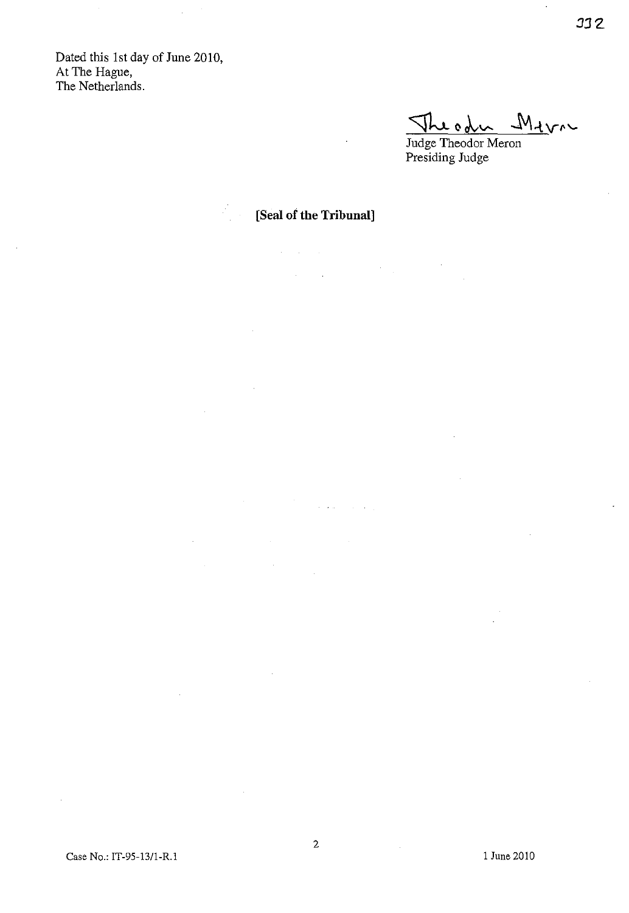Dated this 1st day of June 2010,
At The Hague,
The Netherlands.

Judge Theodor Meron
Presiding Judge

**[Seal of the Tribunal]**